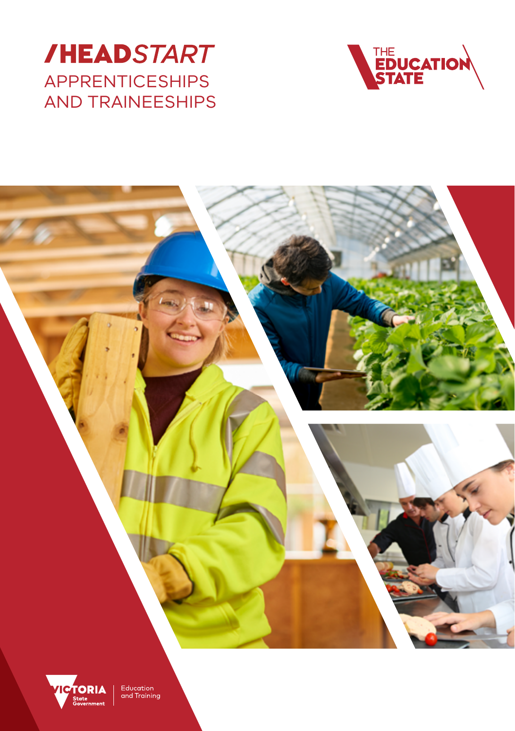# /HEADSTART

## APPRENTICESHIPS AND TRAINEESHIPS

THE EDUCATION STATE

VICTORIA State Government

Education and Training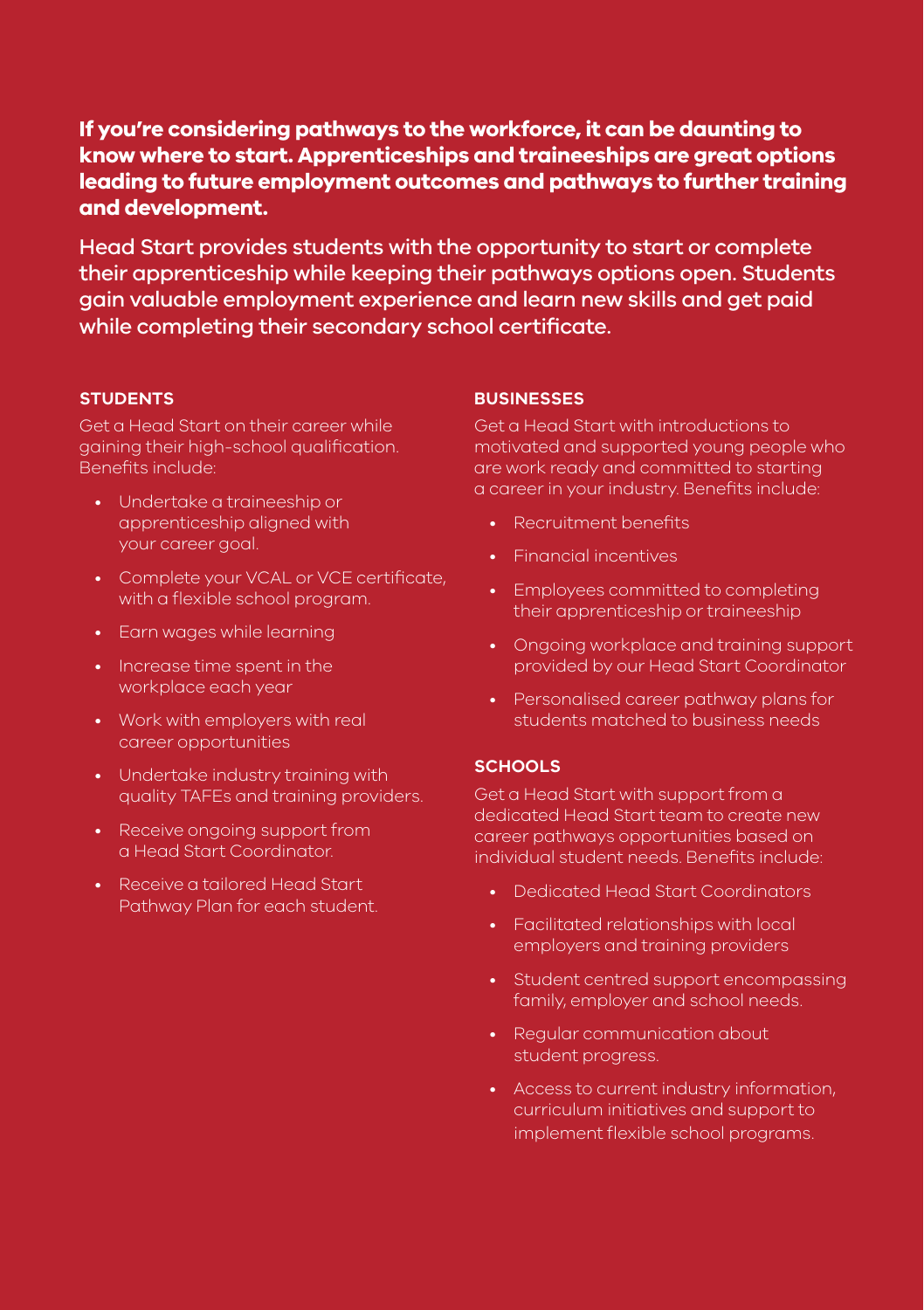**If you're considering pathways to the workforce, it can be daunting to know where to start. Apprenticeships and traineeships are great options leading to future employment outcomes and pathways to further training and development.**

Head Start provides students with the opportunity to start or complete their apprenticeship while keeping their pathways options open. Students gain valuable employment experience and learn new skills and get paid while completing their secondary school certificate.

## STUDENTS

Get a Head Start on their career while gaining their high-school qualification. Benefits include:

- Undertake a traineeship or apprenticeship aligned with your career goal.
- Complete your VCAL or VCE certificate, with a flexible school program.
- Earn wages while learning
- Increase time spent in the workplace each year
- Work with employers with real career opportunities
- Undertake industry training with quality TAFEs and training providers.
- Receive ongoing support from a Head Start Coordinator.
- Receive a tailored Head Start Pathway Plan for each student.

## BUSINESSES

Get a Head Start with introductions to motivated and supported young people who are work ready and committed to starting a career in your industry. Benefits include:

- Recruitment benefits
- Financial incentives
- Employees committed to completing their apprenticeship or traineeship
- Ongoing workplace and training support provided by our Head Start Coordinator
- Personalised career pathway plans for students matched to business needs

## SCHOOLS

Get a Head Start with support from a dedicated Head Start team to create new career pathways opportunities based on individual student needs. Benefits include:

- Dedicated Head Start Coordinators
- Facilitated relationships with local employers and training providers
- Student centred support encompassing family, employer and school needs.
- Regular communication about student progress.
- Access to current industry information, curriculum initiatives and support to implement flexible school programs.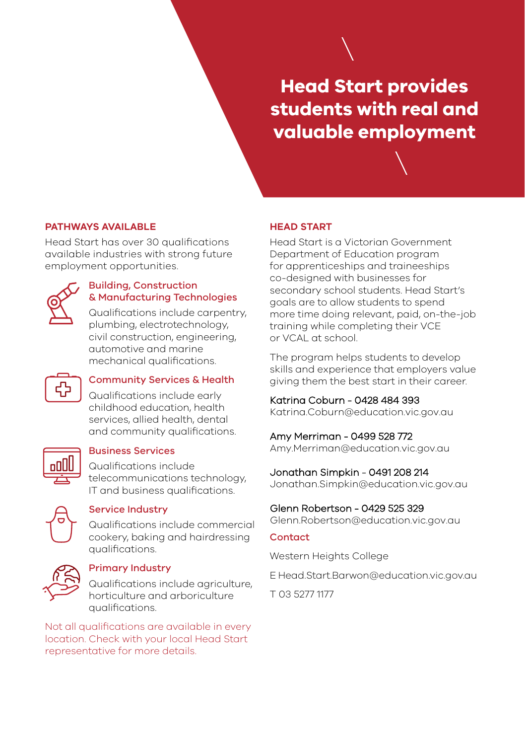# Head Start provides students with real and valuable employment

## PATHWAYS AVAILABLE

Head Start has over 30 qualifications available industries with strong future employment opportunities.

### Building, Construction & Manufacturing Technologies

Qualifications include carpentry, plumbing, electrotechnology, civil construction, engineering, automotive and marine mechanical qualifications.

### Community Services & Health

Qualifications include early childhood education, health services, allied health, dental and community qualifications.

### Business Services

Qualifications include telecommunications technology, IT and business qualifications.

### Service Industry

Qualifications include commercial cookery, baking and hairdressing qualifications.

### Primary Industry

Qualifications include agriculture, horticulture and arboriculture qualifications.

Not all qualifications are available in every location. Check with your local Head Start representative for more details.

## HEAD START

Head Start is a Victorian Government Department of Education program for apprenticeships and traineeships co-designed with businesses for secondary school students. Head Start's goals are to allow students to spend more time doing relevant, paid, on-the-job training while completing their VCE or VCAL at school.

The program helps students to develop skills and experience that employers value giving them the best start in their career.

Katrina Coburn - 0428 484 393
Katrina.Coburn@education.vic.gov.au

Amy Merriman - 0499 528 772
Amy.Merriman@education.vic.gov.au

Jonathan Simpkin - 0491 208 214
Jonathan.Simpkin@education.vic.gov.au

Glenn Robertson - 0429 525 329
Glenn.Robertson@education.vic.gov.au

### Contact

Western Heights College

E Head.Start.Barwon@education.vic.gov.au

T 03 5277 1177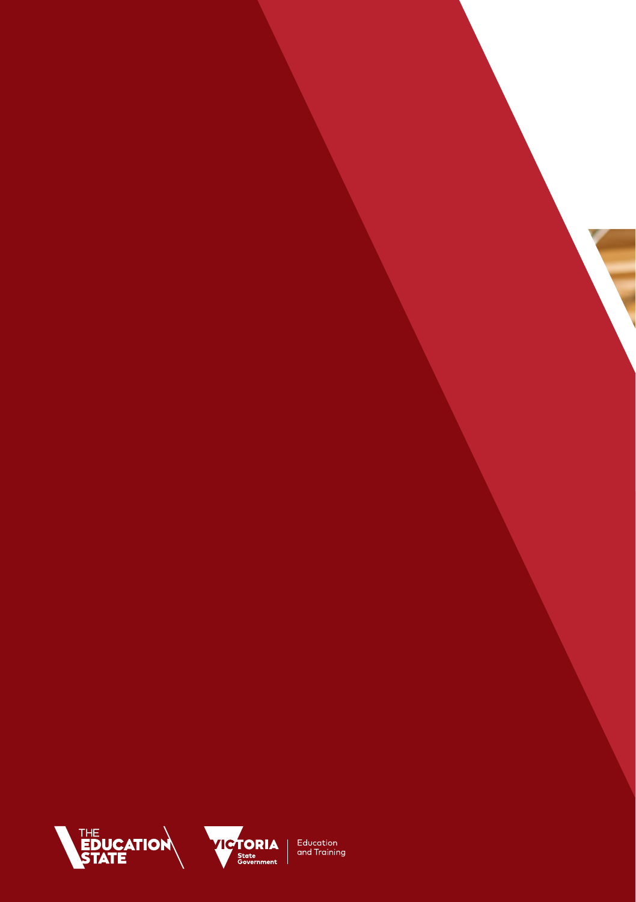THE EDUCATION STATE

VICTORIA State Government

Education and Training